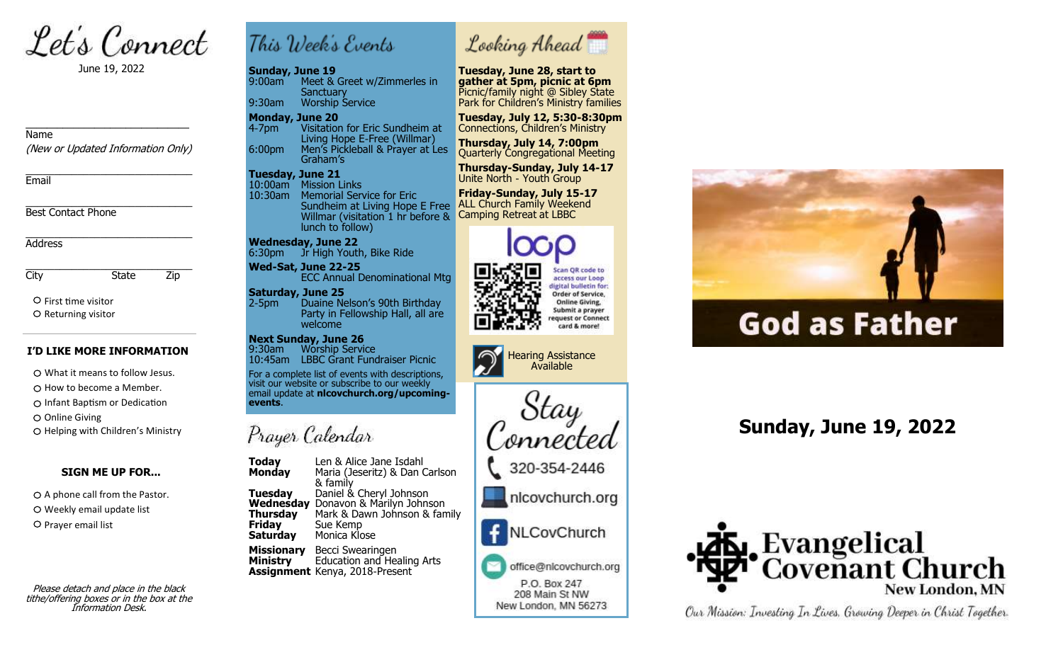# Let's Connect

June 19, 2022

________________________
Name
*(New or Updated Information Only)*

________________________
Email

________________________
Best Contact Phone

________________________
Address

________________________
City State Zip

- ○ First time visitor
- ○ Returning visitor

### I'D LIKE MORE INFORMATION

- ○ What it means to follow Jesus.
- ○ How to become a Member.
- ○ Infant Baptism or Dedication
- ○ Online Giving
- ○ Helping with Children's Ministry

### SIGN ME UP FOR...

- ○ A phone call from the Pastor.
- ○ Weekly email update list
- ○ Prayer email list

*Please detach and place in the black tithe/offering boxes or in the box at the Information Desk.*

## This Week's Events

**Sunday, June 19**
9:00am Meet & Greet w/Zimmerles in Sanctuary
9:30am Worship Service

**Monday, June 20**
4-7pm Visitation for Eric Sundheim at Living Hope E-Free (Willmar)
6:00pm Men's Pickleball & Prayer at Les Graham's

**Tuesday, June 21**
10:00am Mission Links
10:30am Memorial Service for Eric Sundheim at Living Hope E Free Willmar (visitation 1 hr before & lunch to follow)

**Wednesday, June 22**
6:30pm Jr High Youth, Bike Ride

**Wed-Sat, June 22-25**
ECC Annual Denominational Mtg

**Saturday, June 25**
2-5pm Duaine Nelson's 90th Birthday Party in Fellowship Hall, all are welcome

**Next Sunday, June 26**
9:30am Worship Service
10:45am LBBC Grant Fundraiser Picnic

For a complete list of events with descriptions, visit our website or subscribe to our weekly email update at **nlcovchurch.org/upcoming-events**.

## Prayer Calendar

| | |
|---|---|
| **Today** | Len & Alice Jane Isdahl |
| **Monday** | Maria (Jeseritz) & Dan Carlson & family |
| **Tuesday** | Daniel & Cheryl Johnson |
| **Wednesday** | Donavon & Marilyn Johnson |
| **Thursday** | Mark & Dawn Johnson & family |
| **Friday** | Sue Kemp |
| **Saturday** | Monica Klose |
| **Missionary Ministry Assignment** | Becci Swearingen<br>Education and Healing Arts<br>Kenya, 2018-Present |

## Looking Ahead

**Tuesday, June 28, start to gather at 5pm, picnic at 6pm**
Picnic/family night @ Sibley State Park for Children's Ministry families

**Tuesday, July 12, 5:30-8:30pm**
Connections, Children's Ministry

**Thursday, July 14, 7:00pm**
Quarterly Congregational Meeting

**Thursday-Sunday, July 14-17**
Unite North - Youth Group

**Friday-Sunday, July 15-17**
ALL Church Family Weekend Camping Retreat at LBBC

loop — Scan QR code to access our Loop digital bulletin for: Order of Service, Online Giving, Submit a prayer request or Connect card & more!

Hearing Assistance Available

## Stay Connected

320-354-2446
nlcovchurch.org
NLCovChurch
office@nlcovchurch.org
P.O. Box 247
208 Main St NW
New London, MN 56273

God as Father

## Sunday, June 19, 2022

**Evangelical Covenant Church**
New London, MN

*Our Mission: Investing In Lives, Growing Deeper in Christ Together.*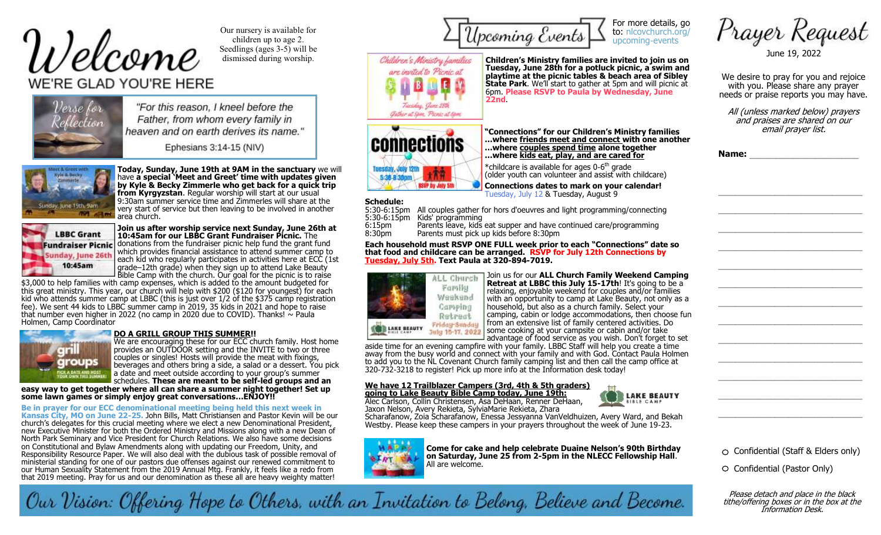# Welcome

## WE'RE GLAD YOU'RE HERE

Our nursery is available for children up to age 2. Seedlings (ages 3-5) will be dismissed during worship.

Verse for Reflection

"For this reason, I kneel before the Father, from whom every family in heaven and on earth derives its name."

Ephesians 3:14-15 (NIV)

**Today, Sunday, June 19th at 9AM in the sanctuary** we will have **a special 'Meet and Greet' time with updates given by Kyle & Becky Zimmerle who get back for a quick trip from Kyrgyzstan**. Regular worship will start at our usual 9:30am summer service time and Zimmerles will share at the very start of service but then leaving to be involved in another area church.

**Join us after worship service next Sunday, June 26th at 10:45am for our LBBC Grant Fundraiser Picnic.** The donations from the fundraiser picnic help fund the grant fund which provides financial assistance to attend summer camp to each kid who regularly participates in activities here at ECC (1st grade–12th grade) when they sign up to attend Lake Beauty Bible Camp with the church. Our goal for the picnic is to raise $3,000 to help families with camp expenses, which is added to the amount budgeted for this great ministry. This year, our church will help with $200 ($120 for youngest) for each kid who attends summer camp at LBBC (this is just over 1/2 of the $375 camp registration fee). We sent 44 kids to LBBC summer camp in 2019, 35 kids in 2021 and hope to raise that number even higher in 2022 (no camp in 2020 due to COVID). Thanks! ~ Paula Holmen, Camp Coordinator

**DO A GRILL GROUP THIS SUMMER!!**

We are encouraging these for our ECC church family. Host home provides an OUTDOOR setting and the INVITE to two or three couples or singles! Hosts will provide the meat with fixings, beverages and others bring a side, a salad or a dessert. You pick a date and meet outside according to your group's summer schedules. **These are meant to be self-led groups and an easy way to get together where all can share a summer night together! Set up some lawn games or simply enjoy great conversations...ENJOY!!**

**Be in prayer for our ECC denominational meeting being held this next week in Kansas City, MO on June 22-25.** John Bills, Matt Christiansen and Pastor Kevin will be our church's delegates for this crucial meeting where we elect a new Denominational President, new Executive Minister for both the Ordered Ministry and Missions along with a new Dean of North Park Seminary and Vice President for Church Relations. We also have some decisions on Constitutional and Bylaw Amendments along with updating our Freedom, Unity, and Responsibility Resource Paper. We will also deal with the dubious task of possible removal of ministerial standing for one of our pastors due offenses against our renewed commitment to our Human Sexuality Statement from the 2019 Annual Mtg. Frankly, it feels like a redo from that 2019 meeting. Pray for us and our denomination as these all are heavy weighty matter!

# Upcoming Events

For more details, go to: nlcovchurch.org/upcoming-events

**Children's Ministry families are invited to join us on Tuesday, June 28th for a potluck picnic, a swim and playtime at the picnic tables & beach area of Sibley State Park**. We'll start to gather at 5pm and will picnic at 6pm. **Please RSVP to Paula by Wednesday, June 22nd**.

**"Connections" for our Children's Ministry families**
**...where friends meet and connect with one another**
**...where couples spend time alone together**
**...where kids eat, play, and are cared for**

*childcare is available for ages 0-6th grade
(older youth can volunteer and assist with childcare)

**Connections dates to mark on your calendar!**
Tuesday, July 12 & Tuesday, August 9

**Schedule:**

5:30-6:15pm All couples gather for hors d'oeuvres and light programming/connecting
5:30-6:15pm Kids' programming
6:15pm Parents leave, kids eat supper and have continued care/programming
8:30pm Parents must pick up kids before 8:30pm

**Each household must RSVP ONE FULL week prior to each "Connections" date so that food and childcare can be arranged. RSVP for July 12th Connections by Tuesday, July 5th. Text Paula at 320-894-7019.**

Join us for our **ALL Church Family Weekend Camping Retreat at LBBC this July 15-17th**! It's going to be a relaxing, enjoyable weekend for couples and/or families with an opportunity to camp at Lake Beauty, not only as a household, but also as a church family. Select your camping, cabin or lodge accommodations, then choose fun from an extensive list of family centered activities. Do some cooking at your campsite or cabin and/or take advantage of food service as you wish. Don't forget to set aside time for an evening campfire with your family. LBBC Staff will help you create a time away from the busy world and connect with your family and with God. Contact Paula Holmen to add you to the NL Covenant Church family camping list and then call the camp office at 320-732-3218 to register! Pick up more info at the Information desk today!

**We have 12 Trailblazer Campers (3rd, 4th & 5th graders) going to Lake Beauty Bible Camp today, June 19th:**
Alec Carlson, Collin Christensen, Asa DeHaan, Renner DeHaan, Jaxon Nelson, Avery Rekieta, SylviaMarie Rekieta, Zhara Scharafanow, Zoia Scharafanow, Enessa Jessyanna VanVeldhuizen, Avery Ward, and Bekah Westby. Please keep these campers in your prayers throughout the week of June 19-23.

**Come for cake and help celebrate Duaine Nelson's 90th Birthday on Saturday, June 25 from 2-5pm in the NLECC Fellowship Hall**. All are welcome.

# Prayer Request

June 19, 2022

We desire to pray for you and rejoice with you. Please share any prayer needs or praise reports you may have.

*All (unless marked below) prayers and praises are shared on our email prayer list.*

**Name:** ____________________

○ Confidential (Staff & Elders only)

○ Confidential (Pastor Only)

*Please detach and place in the black tithe/offering boxes or in the box at the Information Desk.*

Our Vision: Offering Hope to Others, with an Invitation to Belong, Believe and Become.